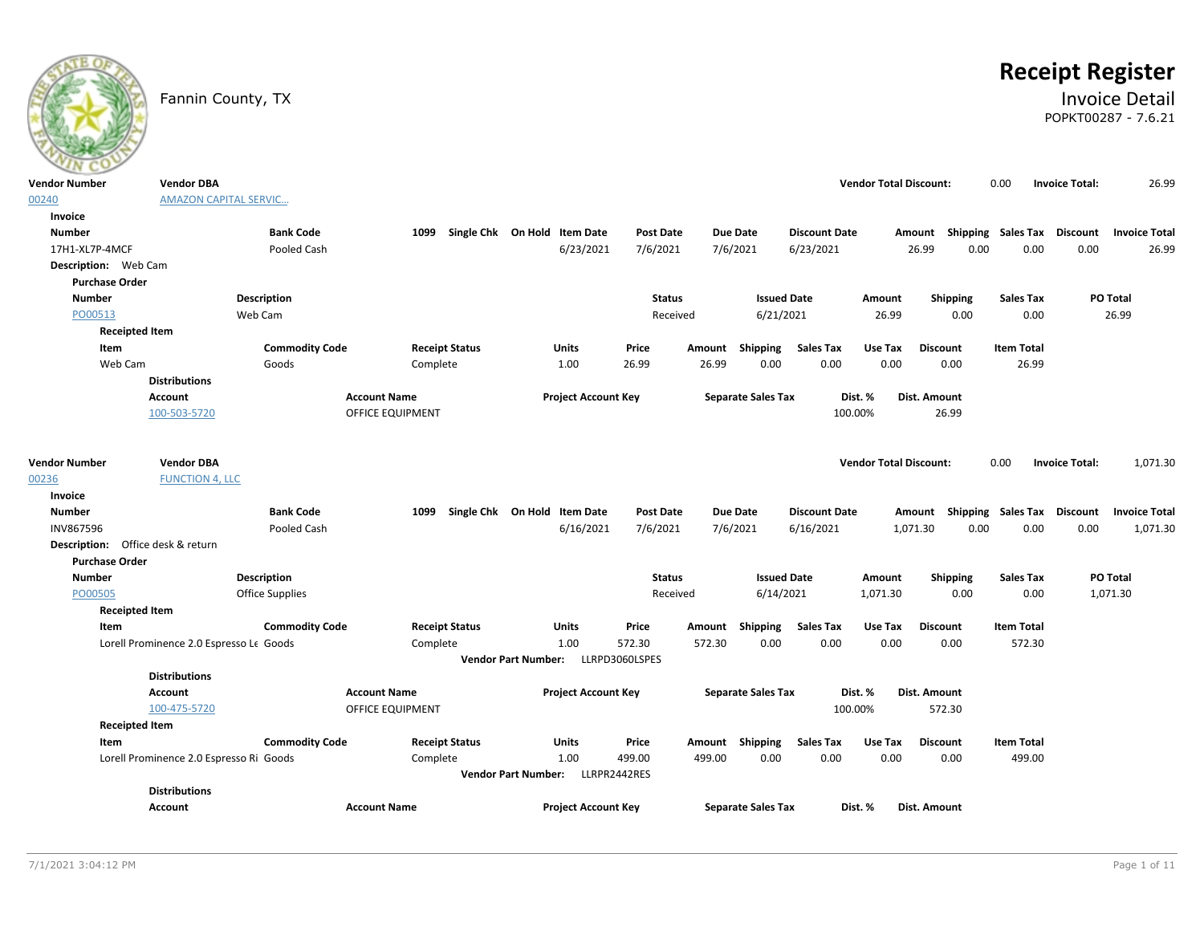Fannin County, TX

# Receipt Register

## Invoice Detail

POPKT00287 - 7.6.21

| Vendor Number | Vendor DBA | Vendor Total Discount: | Invoice Total: |
|---|---|---|---|
| 00240 | AMAZON CAPITAL SERVIC... | 0.00 | 26.99 |

**Invoice**

| Number | Bank Code | 1099 | Single Chk | On Hold | Item Date | Post Date | Due Date | Discount Date | Amount | Shipping | Sales Tax | Discount | Invoice Total |
|---|---|---|---|---|---|---|---|---|---|---|---|---|---|
| 17H1-XL7P-4MCF | Pooled Cash | | | | 6/23/2021 | 7/6/2021 | 7/6/2021 | 6/23/2021 | 26.99 | 0.00 | 0.00 | 0.00 | 26.99 |

**Description:** Web Cam

**Purchase Order**

| Number | Description | Status | Issued Date | Amount | Shipping | Sales Tax | PO Total |
|---|---|---|---|---|---|---|---|
| PO00513 | Web Cam | Received | 6/21/2021 | 26.99 | 0.00 | 0.00 | 26.99 |

**Receipted Item**

| Item | Commodity Code | Receipt Status | Units | Price | Amount | Shipping | Sales Tax | Use Tax | Discount | Item Total |
|---|---|---|---|---|---|---|---|---|---|---|
| Web Cam | Goods | Complete | 1.00 | 26.99 | 26.99 | 0.00 | 0.00 | 0.00 | 0.00 | 26.99 |

**Distributions**

| Account | Account Name | Project Account Key | Separate Sales Tax | Dist. % | Dist. Amount |
|---|---|---|---|---|---|
| 100-503-5720 | OFFICE EQUIPMENT | | | 100.00% | 26.99 |

| Vendor Number | Vendor DBA | Vendor Total Discount: | Invoice Total: |
|---|---|---|---|
| 00236 | FUNCTION 4, LLC | 0.00 | 1,071.30 |

**Invoice**

| Number | Bank Code | 1099 | Single Chk | On Hold | Item Date | Post Date | Due Date | Discount Date | Amount | Shipping | Sales Tax | Discount | Invoice Total |
|---|---|---|---|---|---|---|---|---|---|---|---|---|---|
| INV867596 | Pooled Cash | | | | 6/16/2021 | 7/6/2021 | 7/6/2021 | 6/16/2021 | 1,071.30 | 0.00 | 0.00 | 0.00 | 1,071.30 |

**Description:** Office desk & return

**Purchase Order**

| Number | Description | Status | Issued Date | Amount | Shipping | Sales Tax | PO Total |
|---|---|---|---|---|---|---|---|
| PO00505 | Office Supplies | Received | 6/14/2021 | 1,071.30 | 0.00 | 0.00 | 1,071.30 |

**Receipted Item**

| Item | Commodity Code | Receipt Status | Units | Price | Amount | Shipping | Sales Tax | Use Tax | Discount | Item Total |
|---|---|---|---|---|---|---|---|---|---|---|
| Lorell Prominence 2.0 Espresso Le | Goods | Complete | 1.00 | 572.30 | 572.30 | 0.00 | 0.00 | 0.00 | 0.00 | 572.30 |

**Vendor Part Number:** LLRPD3060LSPES

**Distributions**

| Account | Account Name | Project Account Key | Separate Sales Tax | Dist. % | Dist. Amount |
|---|---|---|---|---|---|
| 100-475-5720 | OFFICE EQUIPMENT | | | 100.00% | 572.30 |

**Receipted Item**

| Item | Commodity Code | Receipt Status | Units | Price | Amount | Shipping | Sales Tax | Use Tax | Discount | Item Total |
|---|---|---|---|---|---|---|---|---|---|---|
| Lorell Prominence 2.0 Espresso Ri | Goods | Complete | 1.00 | 499.00 | 499.00 | 0.00 | 0.00 | 0.00 | 0.00 | 499.00 |

**Vendor Part Number:** LLRPR2442RES

**Distributions**

| Account | Account Name | Project Account Key | Separate Sales Tax | Dist. % | Dist. Amount |
|---|---|---|---|---|---|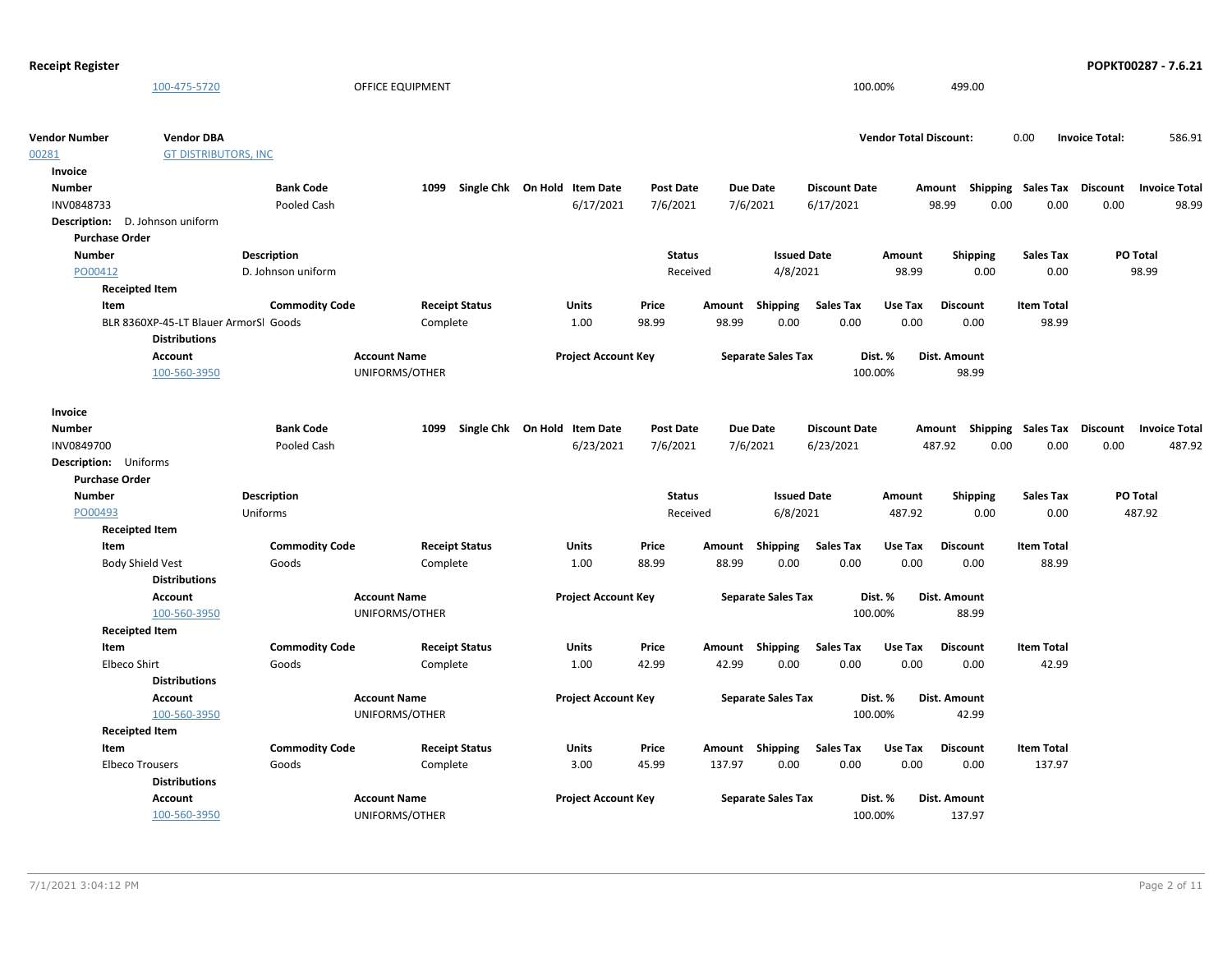**Receipt Register**

| Account | Account Name | Project Account Key | Separate Sales Tax | Dist. % | Dist. Amount |
|---|---|---|---|---|---|
| 100-475-5720 | OFFICE EQUIPMENT | | | 100.00% | 499.00 |

| Vendor Number | Vendor DBA | Vendor Total Discount: | 0.00 | Invoice Total: | 586.91 |
|---|---|---|---|---|---|
| 00281 | GT DISTRIBUTORS, INC | | | | |

**Invoice**

| Number | Bank Code | 1099 | Single Chk | On Hold | Item Date | Post Date | Due Date | Discount Date | Amount | Shipping | Sales Tax | Discount | Invoice Total |
|---|---|---|---|---|---|---|---|---|---|---|---|---|---|
| INV0848733 | Pooled Cash | | | | 6/17/2021 | 7/6/2021 | 7/6/2021 | 6/17/2021 | 98.99 | 0.00 | 0.00 | 0.00 | 98.99 |

**Description:** D. Johnson uniform

**Purchase Order**

| Number | Description | Status | Issued Date | Amount | Shipping | Sales Tax | PO Total |
|---|---|---|---|---|---|---|---|
| PO00412 | D. Johnson uniform | Received | 4/8/2021 | 98.99 | 0.00 | 0.00 | 98.99 |

**Receipted Item**

| Item | Commodity Code | Receipt Status | Units | Price | Amount | Shipping | Sales Tax | Use Tax | Discount | Item Total |
|---|---|---|---|---|---|---|---|---|---|---|
| BLR 8360XP-45-LT Blauer ArmorSl | Goods | Complete | 1.00 | 98.99 | 98.99 | 0.00 | 0.00 | 0.00 | 0.00 | 98.99 |

**Distributions**

| Account | Account Name | Project Account Key | Separate Sales Tax | Dist. % | Dist. Amount |
|---|---|---|---|---|---|
| 100-560-3950 | UNIFORMS/OTHER | | | 100.00% | 98.99 |

**Invoice**

| Number | Bank Code | 1099 | Single Chk | On Hold | Item Date | Post Date | Due Date | Discount Date | Amount | Shipping | Sales Tax | Discount | Invoice Total |
|---|---|---|---|---|---|---|---|---|---|---|---|---|---|
| INV0849700 | Pooled Cash | | | | 6/23/2021 | 7/6/2021 | 7/6/2021 | 6/23/2021 | 487.92 | 0.00 | 0.00 | 0.00 | 487.92 |

**Description:** Uniforms

**Purchase Order**

| Number | Description | Status | Issued Date | Amount | Shipping | Sales Tax | PO Total |
|---|---|---|---|---|---|---|---|
| PO00493 | Uniforms | Received | 6/8/2021 | 487.92 | 0.00 | 0.00 | 487.92 |

**Receipted Item**

| Item | Commodity Code | Receipt Status | Units | Price | Amount | Shipping | Sales Tax | Use Tax | Discount | Item Total |
|---|---|---|---|---|---|---|---|---|---|---|
| Body Shield Vest | Goods | Complete | 1.00 | 88.99 | 88.99 | 0.00 | 0.00 | 0.00 | 0.00 | 88.99 |

**Distributions**

| Account | Account Name | Project Account Key | Separate Sales Tax | Dist. % | Dist. Amount |
|---|---|---|---|---|---|
| 100-560-3950 | UNIFORMS/OTHER | | | 100.00% | 88.99 |

**Receipted Item**

| Item | Commodity Code | Receipt Status | Units | Price | Amount | Shipping | Sales Tax | Use Tax | Discount | Item Total |
|---|---|---|---|---|---|---|---|---|---|---|
| Elbeco Shirt | Goods | Complete | 1.00 | 42.99 | 42.99 | 0.00 | 0.00 | 0.00 | 0.00 | 42.99 |

**Distributions**

| Account | Account Name | Project Account Key | Separate Sales Tax | Dist. % | Dist. Amount |
|---|---|---|---|---|---|
| 100-560-3950 | UNIFORMS/OTHER | | | 100.00% | 42.99 |

**Receipted Item**

| Item | Commodity Code | Receipt Status | Units | Price | Amount | Shipping | Sales Tax | Use Tax | Discount | Item Total |
|---|---|---|---|---|---|---|---|---|---|---|
| Elbeco Trousers | Goods | Complete | 3.00 | 45.99 | 137.97 | 0.00 | 0.00 | 0.00 | 0.00 | 137.97 |

**Distributions**

| Account | Account Name | Project Account Key | Separate Sales Tax | Dist. % | Dist. Amount |
|---|---|---|---|---|---|
| 100-560-3950 | UNIFORMS/OTHER | | | 100.00% | 137.97 |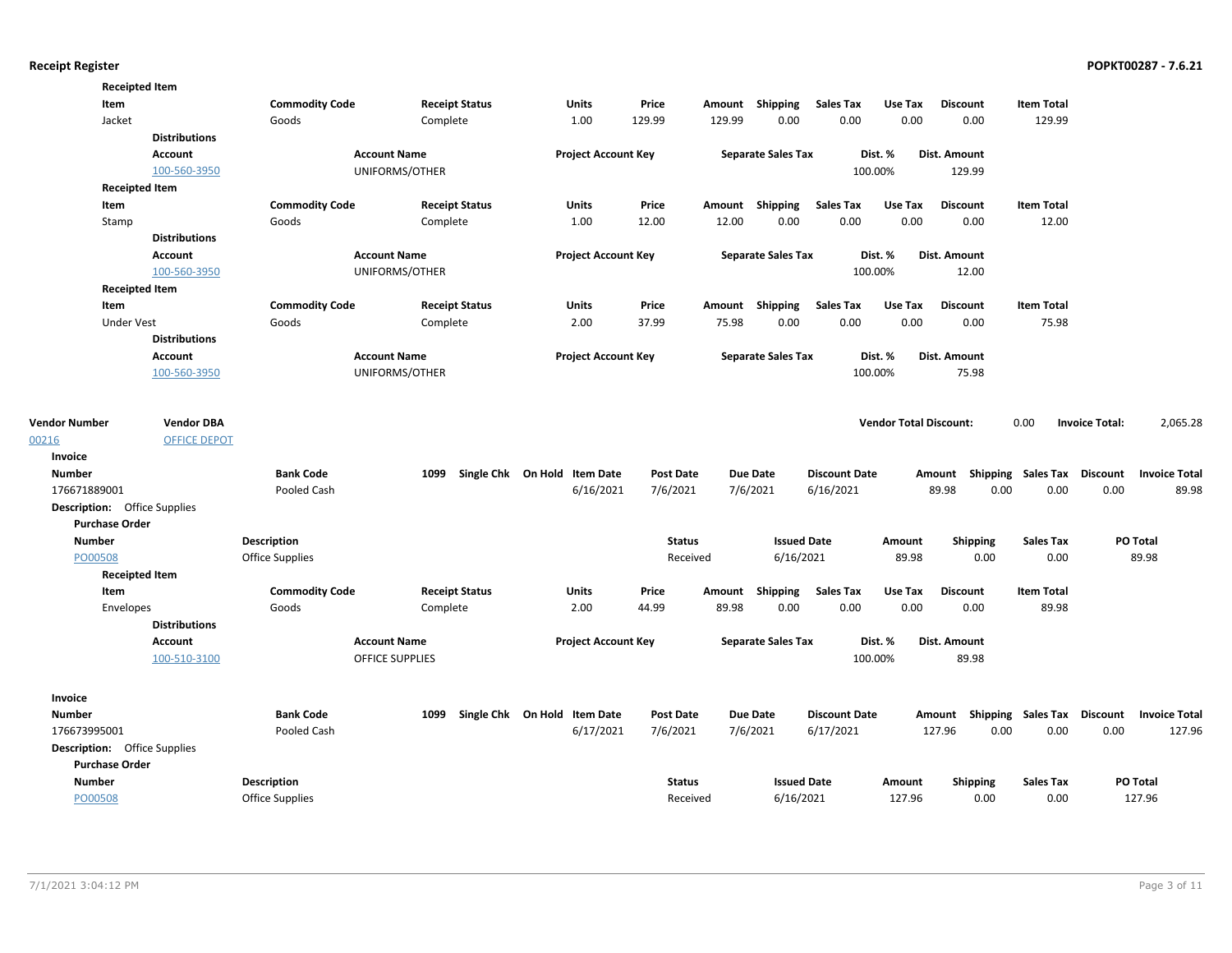**Receipted Item**

| Item | Commodity Code | Receipt Status | Units | Price | Amount | Shipping | Sales Tax | Use Tax | Discount | Item Total |
|---|---|---|---|---|---|---|---|---|---|---|
| Jacket | Goods | Complete | 1.00 | 129.99 | 129.99 | 0.00 | 0.00 | 0.00 | 0.00 | 129.99 |

**Distributions**

| Account | Account Name | Project Account Key | Separate Sales Tax | Dist. % | Dist. Amount |
|---|---|---|---|---|---|
| 100-560-3950 | UNIFORMS/OTHER | | | 100.00% | 129.99 |

**Receipted Item**

| Item | Commodity Code | Receipt Status | Units | Price | Amount | Shipping | Sales Tax | Use Tax | Discount | Item Total |
|---|---|---|---|---|---|---|---|---|---|---|
| Stamp | Goods | Complete | 1.00 | 12.00 | 12.00 | 0.00 | 0.00 | 0.00 | 0.00 | 12.00 |

**Distributions**

| Account | Account Name | Project Account Key | Separate Sales Tax | Dist. % | Dist. Amount |
|---|---|---|---|---|---|
| 100-560-3950 | UNIFORMS/OTHER | | | 100.00% | 12.00 |

**Receipted Item**

| Item | Commodity Code | Receipt Status | Units | Price | Amount | Shipping | Sales Tax | Use Tax | Discount | Item Total |
|---|---|---|---|---|---|---|---|---|---|---|
| Under Vest | Goods | Complete | 2.00 | 37.99 | 75.98 | 0.00 | 0.00 | 0.00 | 0.00 | 75.98 |

**Distributions**

| Account | Account Name | Project Account Key | Separate Sales Tax | Dist. % | Dist. Amount |
|---|---|---|---|---|---|
| 100-560-3950 | UNIFORMS/OTHER | | | 100.00% | 75.98 |

| Vendor Number | Vendor DBA | Vendor Total Discount: | Invoice Total: |
|---|---|---|---|
| 00216 | OFFICE DEPOT | 0.00 | 2,065.28 |

**Invoice**

| Number | Bank Code | 1099 | Single Chk | On Hold | Item Date | Post Date | Due Date | Discount Date | Amount | Shipping | Sales Tax | Discount | Invoice Total |
|---|---|---|---|---|---|---|---|---|---|---|---|---|---|
| 176671889001 | Pooled Cash | | | | 6/16/2021 | 7/6/2021 | 7/6/2021 | 6/16/2021 | 89.98 | 0.00 | 0.00 | 0.00 | 89.98 |

**Description:** Office Supplies

**Purchase Order**

| Number | Description | Status | Issued Date | Amount | Shipping | Sales Tax | PO Total |
|---|---|---|---|---|---|---|---|
| PO00508 | Office Supplies | Received | 6/16/2021 | 89.98 | 0.00 | 0.00 | 89.98 |

**Receipted Item**

| Item | Commodity Code | Receipt Status | Units | Price | Amount | Shipping | Sales Tax | Use Tax | Discount | Item Total |
|---|---|---|---|---|---|---|---|---|---|---|
| Envelopes | Goods | Complete | 2.00 | 44.99 | 89.98 | 0.00 | 0.00 | 0.00 | 0.00 | 89.98 |

**Distributions**

| Account | Account Name | Project Account Key | Separate Sales Tax | Dist. % | Dist. Amount |
|---|---|---|---|---|---|
| 100-510-3100 | OFFICE SUPPLIES | | | 100.00% | 89.98 |

**Invoice**

| Number | Bank Code | 1099 | Single Chk | On Hold | Item Date | Post Date | Due Date | Discount Date | Amount | Shipping | Sales Tax | Discount | Invoice Total |
|---|---|---|---|---|---|---|---|---|---|---|---|---|---|
| 176673995001 | Pooled Cash | | | | 6/17/2021 | 7/6/2021 | 7/6/2021 | 6/17/2021 | 127.96 | 0.00 | 0.00 | 0.00 | 127.96 |

**Description:** Office Supplies

**Purchase Order**

| Number | Description | Status | Issued Date | Amount | Shipping | Sales Tax | PO Total |
|---|---|---|---|---|---|---|---|
| PO00508 | Office Supplies | Received | 6/16/2021 | 127.96 | 0.00 | 0.00 | 127.96 |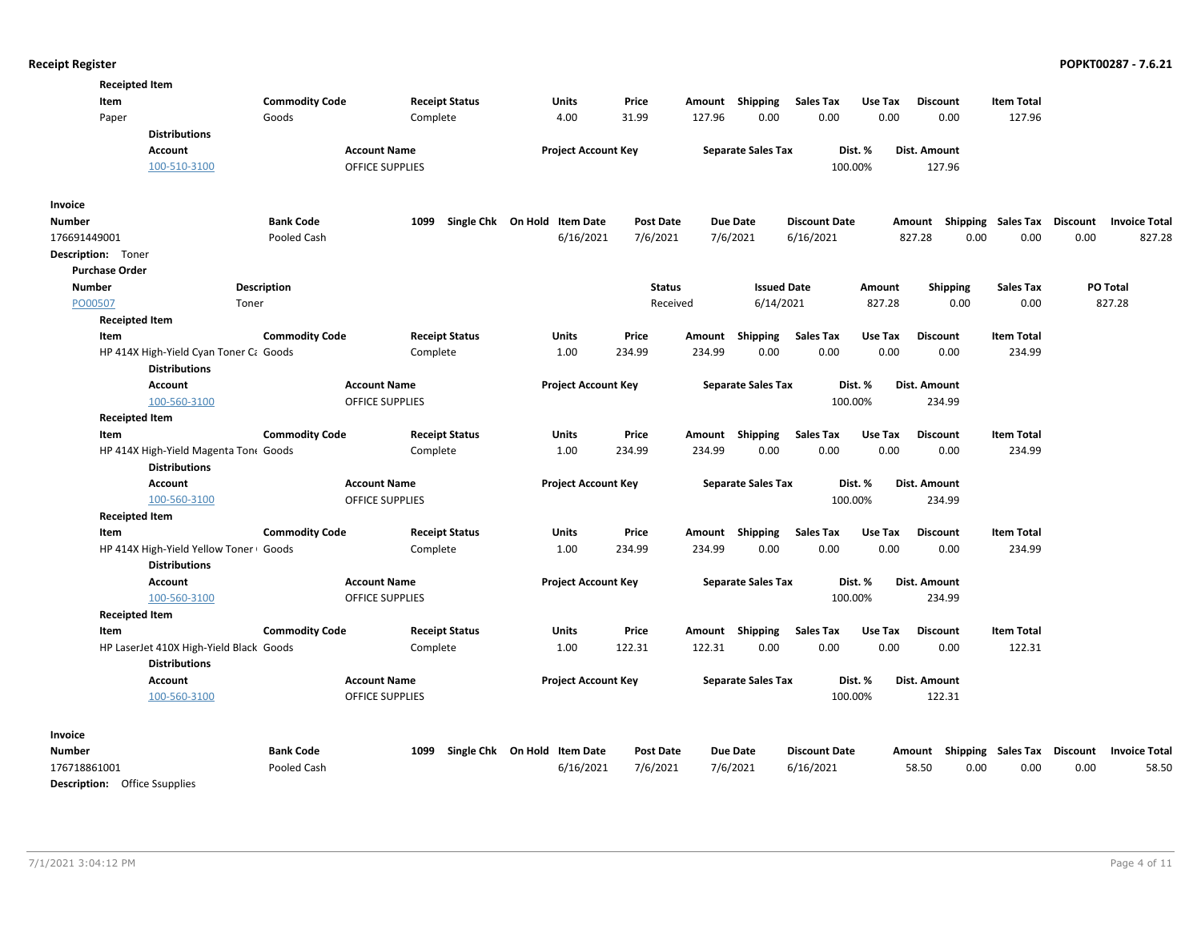**Receipted Item**

| Item | Commodity Code | Receipt Status | Units | Price | Amount | Shipping | Sales Tax | Use Tax | Discount | Item Total |
|---|---|---|---|---|---|---|---|---|---|---|
| Paper | Goods | Complete | 4.00 | 31.99 | 127.96 | 0.00 | 0.00 | 0.00 | 0.00 | 127.96 |

**Distributions**

| Account | Account Name | Project Account Key | Separate Sales Tax | Dist. % | Dist. Amount |
|---|---|---|---|---|---|
| 100-510-3100 | OFFICE SUPPLIES | | | 100.00% | 127.96 |

**Invoice**

| Number | Bank Code | 1099 | Single Chk | On Hold | Item Date | Post Date | Due Date | Discount Date | Amount | Shipping | Sales Tax | Discount | Invoice Total |
|---|---|---|---|---|---|---|---|---|---|---|---|---|---|
| 176691449001 | Pooled Cash | | | | 6/16/2021 | 7/6/2021 | 7/6/2021 | 6/16/2021 | 827.28 | 0.00 | 0.00 | 0.00 | 827.28 |

**Description:** Toner

**Purchase Order**

| Number | Description | Status | Issued Date | Amount | Shipping | Sales Tax | PO Total |
|---|---|---|---|---|---|---|---|
| PO00507 | Toner | Received | 6/14/2021 | 827.28 | 0.00 | 0.00 | 827.28 |

**Receipted Item**

| Item | Commodity Code | Receipt Status | Units | Price | Amount | Shipping | Sales Tax | Use Tax | Discount | Item Total |
|---|---|---|---|---|---|---|---|---|---|---|
| HP 414X High-Yield Cyan Toner Ca | Goods | Complete | 1.00 | 234.99 | 234.99 | 0.00 | 0.00 | 0.00 | 0.00 | 234.99 |

**Distributions**

| Account | Account Name | Project Account Key | Separate Sales Tax | Dist. % | Dist. Amount |
|---|---|---|---|---|---|
| 100-560-3100 | OFFICE SUPPLIES | | | 100.00% | 234.99 |

**Receipted Item**

| Item | Commodity Code | Receipt Status | Units | Price | Amount | Shipping | Sales Tax | Use Tax | Discount | Item Total |
|---|---|---|---|---|---|---|---|---|---|---|
| HP 414X High-Yield Magenta Tone | Goods | Complete | 1.00 | 234.99 | 234.99 | 0.00 | 0.00 | 0.00 | 0.00 | 234.99 |

**Distributions**

| Account | Account Name | Project Account Key | Separate Sales Tax | Dist. % | Dist. Amount |
|---|---|---|---|---|---|
| 100-560-3100 | OFFICE SUPPLIES | | | 100.00% | 234.99 |

**Receipted Item**

| Item | Commodity Code | Receipt Status | Units | Price | Amount | Shipping | Sales Tax | Use Tax | Discount | Item Total |
|---|---|---|---|---|---|---|---|---|---|---|
| HP 414X High-Yield Yellow Toner | Goods | Complete | 1.00 | 234.99 | 234.99 | 0.00 | 0.00 | 0.00 | 0.00 | 234.99 |

**Distributions**

| Account | Account Name | Project Account Key | Separate Sales Tax | Dist. % | Dist. Amount |
|---|---|---|---|---|---|
| 100-560-3100 | OFFICE SUPPLIES | | | 100.00% | 234.99 |

**Receipted Item**

| Item | Commodity Code | Receipt Status | Units | Price | Amount | Shipping | Sales Tax | Use Tax | Discount | Item Total |
|---|---|---|---|---|---|---|---|---|---|---|
| HP LaserJet 410X High-Yield Black | Goods | Complete | 1.00 | 122.31 | 122.31 | 0.00 | 0.00 | 0.00 | 0.00 | 122.31 |

**Distributions**

| Account | Account Name | Project Account Key | Separate Sales Tax | Dist. % | Dist. Amount |
|---|---|---|---|---|---|
| 100-560-3100 | OFFICE SUPPLIES | | | 100.00% | 122.31 |

**Invoice**

| Number | Bank Code | 1099 | Single Chk | On Hold | Item Date | Post Date | Due Date | Discount Date | Amount | Shipping | Sales Tax | Discount | Invoice Total |
|---|---|---|---|---|---|---|---|---|---|---|---|---|---|
| 176718861001 | Pooled Cash | | | | 6/16/2021 | 7/6/2021 | 7/6/2021 | 6/16/2021 | 58.50 | 0.00 | 0.00 | 0.00 | 58.50 |

**Description:** Office Ssupplies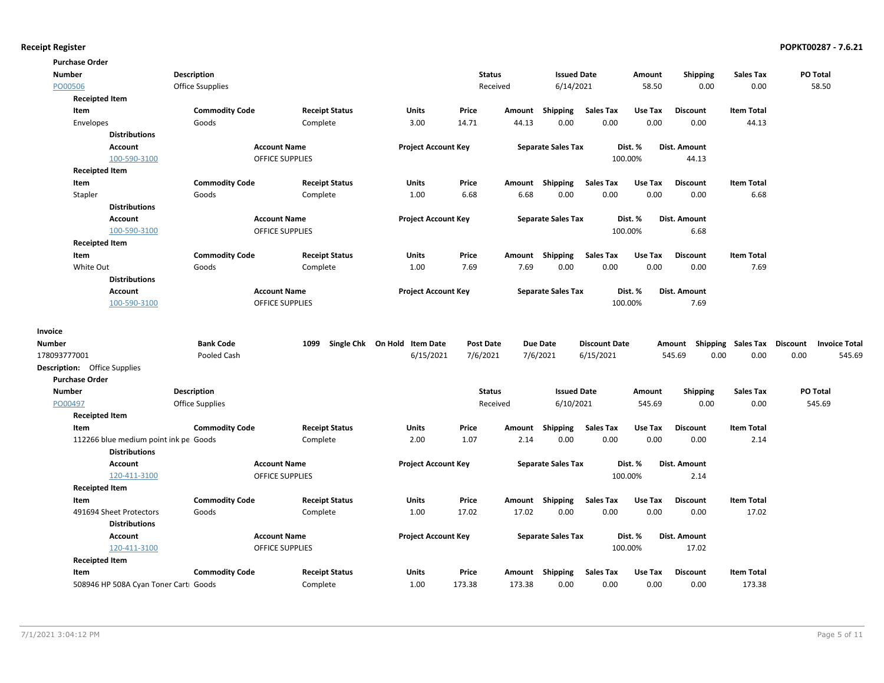**Receipt Register**

**Purchase Order**

| Number | Description | Status | Issued Date | Amount | Shipping | Sales Tax | PO Total |
|---|---|---|---|---|---|---|---|
| PO00506 | Office Ssupplies | Received | 6/14/2021 | 58.50 | 0.00 | 0.00 | 58.50 |

**Receipted Item**

| Item | Commodity Code | Receipt Status | Units | Price | Amount | Shipping | Sales Tax | Use Tax | Discount | Item Total |
|---|---|---|---|---|---|---|---|---|---|---|
| Envelopes | Goods | Complete | 3.00 | 14.71 | 44.13 | 0.00 | 0.00 | 0.00 | 0.00 | 44.13 |

**Distributions**

| Account | Account Name | Project Account Key | Separate Sales Tax | Dist. % | Dist. Amount |
|---|---|---|---|---|---|
| 100-590-3100 | OFFICE SUPPLIES | | | 100.00% | 44.13 |

**Receipted Item**

| Item | Commodity Code | Receipt Status | Units | Price | Amount | Shipping | Sales Tax | Use Tax | Discount | Item Total |
|---|---|---|---|---|---|---|---|---|---|---|
| Stapler | Goods | Complete | 1.00 | 6.68 | 6.68 | 0.00 | 0.00 | 0.00 | 0.00 | 6.68 |

**Distributions**

| Account | Account Name | Project Account Key | Separate Sales Tax | Dist. % | Dist. Amount |
|---|---|---|---|---|---|
| 100-590-3100 | OFFICE SUPPLIES | | | 100.00% | 6.68 |

**Receipted Item**

| Item | Commodity Code | Receipt Status | Units | Price | Amount | Shipping | Sales Tax | Use Tax | Discount | Item Total |
|---|---|---|---|---|---|---|---|---|---|---|
| White Out | Goods | Complete | 1.00 | 7.69 | 7.69 | 0.00 | 0.00 | 0.00 | 0.00 | 7.69 |

**Distributions**

| Account | Account Name | Project Account Key | Separate Sales Tax | Dist. % | Dist. Amount |
|---|---|---|---|---|---|
| 100-590-3100 | OFFICE SUPPLIES | | | 100.00% | 7.69 |

**Invoice**

| Number | Bank Code | 1099 | Single Chk | On Hold | Item Date | Post Date | Due Date | Discount Date | Amount | Shipping | Sales Tax | Discount | Invoice Total |
|---|---|---|---|---|---|---|---|---|---|---|---|---|---|
| 178093777001 | Pooled Cash | | | | 6/15/2021 | 7/6/2021 | 7/6/2021 | 6/15/2021 | 545.69 | 0.00 | 0.00 | 0.00 | 545.69 |

**Description:** Office Supplies

**Purchase Order**

| Number | Description | Status | Issued Date | Amount | Shipping | Sales Tax | PO Total |
|---|---|---|---|---|---|---|---|
| PO00497 | Office Supplies | Received | 6/10/2021 | 545.69 | 0.00 | 0.00 | 545.69 |

**Receipted Item**

| Item | Commodity Code | Receipt Status | Units | Price | Amount | Shipping | Sales Tax | Use Tax | Discount | Item Total |
|---|---|---|---|---|---|---|---|---|---|---|
| 112266 blue medium point ink pe | Goods | Complete | 2.00 | 1.07 | 2.14 | 0.00 | 0.00 | 0.00 | 0.00 | 2.14 |

**Distributions**

| Account | Account Name | Project Account Key | Separate Sales Tax | Dist. % | Dist. Amount |
|---|---|---|---|---|---|
| 120-411-3100 | OFFICE SUPPLIES | | | 100.00% | 2.14 |

**Receipted Item**

| Item | Commodity Code | Receipt Status | Units | Price | Amount | Shipping | Sales Tax | Use Tax | Discount | Item Total |
|---|---|---|---|---|---|---|---|---|---|---|
| 491694 Sheet Protectors | Goods | Complete | 1.00 | 17.02 | 17.02 | 0.00 | 0.00 | 0.00 | 0.00 | 17.02 |

**Distributions**

| Account | Account Name | Project Account Key | Separate Sales Tax | Dist. % | Dist. Amount |
|---|---|---|---|---|---|
| 120-411-3100 | OFFICE SUPPLIES | | | 100.00% | 17.02 |

**Receipted Item**

| Item | Commodity Code | Receipt Status | Units | Price | Amount | Shipping | Sales Tax | Use Tax | Discount | Item Total |
|---|---|---|---|---|---|---|---|---|---|---|
| 508946 HP 508A Cyan Toner Carti | Goods | Complete | 1.00 | 173.38 | 173.38 | 0.00 | 0.00 | 0.00 | 0.00 | 173.38 |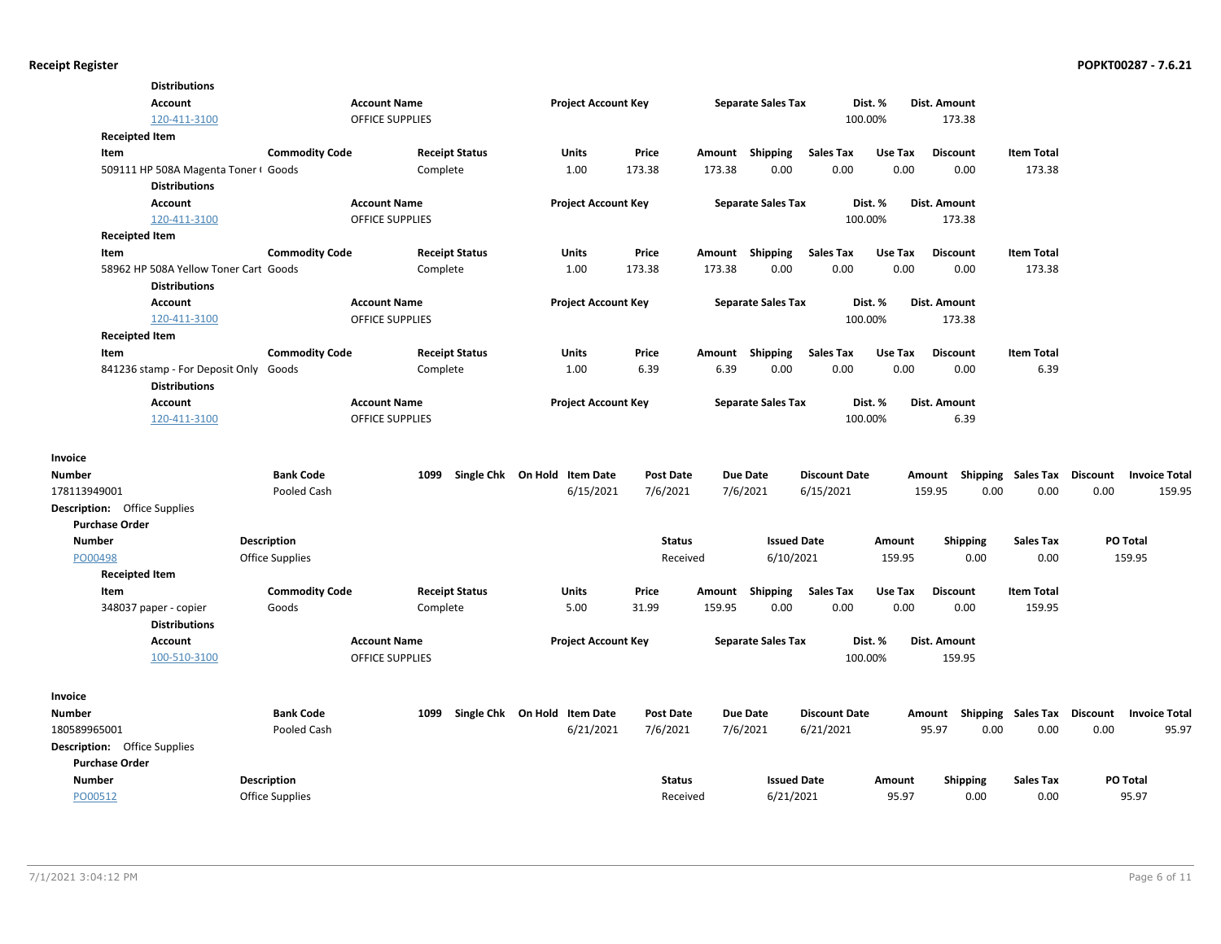**Distributions**

| Account | Account Name | Project Account Key | Separate Sales Tax | Dist. % | Dist. Amount |
|---|---|---|---|---|---|
| 120-411-3100 | OFFICE SUPPLIES | | | 100.00% | 173.38 |

**Receipted Item**

| Item | Commodity Code | Receipt Status | Units | Price | Amount | Shipping | Sales Tax | Use Tax | Discount | Item Total |
|---|---|---|---|---|---|---|---|---|---|---|
| 509111 HP 508A Magenta Toner ( | Goods | Complete | 1.00 | 173.38 | 173.38 | 0.00 | 0.00 | 0.00 | 0.00 | 173.38 |

**Distributions**

| Account | Account Name | Project Account Key | Separate Sales Tax | Dist. % | Dist. Amount |
|---|---|---|---|---|---|
| 120-411-3100 | OFFICE SUPPLIES | | | 100.00% | 173.38 |

**Receipted Item**

| Item | Commodity Code | Receipt Status | Units | Price | Amount | Shipping | Sales Tax | Use Tax | Discount | Item Total |
|---|---|---|---|---|---|---|---|---|---|---|
| 58962 HP 508A Yellow Toner Cart | Goods | Complete | 1.00 | 173.38 | 173.38 | 0.00 | 0.00 | 0.00 | 0.00 | 173.38 |

**Distributions**

| Account | Account Name | Project Account Key | Separate Sales Tax | Dist. % | Dist. Amount |
|---|---|---|---|---|---|
| 120-411-3100 | OFFICE SUPPLIES | | | 100.00% | 173.38 |

**Receipted Item**

| Item | Commodity Code | Receipt Status | Units | Price | Amount | Shipping | Sales Tax | Use Tax | Discount | Item Total |
|---|---|---|---|---|---|---|---|---|---|---|
| 841236 stamp - For Deposit Only | Goods | Complete | 1.00 | 6.39 | 6.39 | 0.00 | 0.00 | 0.00 | 0.00 | 6.39 |

**Distributions**

| Account | Account Name | Project Account Key | Separate Sales Tax | Dist. % | Dist. Amount |
|---|---|---|---|---|---|
| 120-411-3100 | OFFICE SUPPLIES | | | 100.00% | 6.39 |

**Invoice**

| Number | Bank Code | 1099 | Single Chk | On Hold | Item Date | Post Date | Due Date | Discount Date | Amount | Shipping | Sales Tax | Discount | Invoice Total |
|---|---|---|---|---|---|---|---|---|---|---|---|---|---|
| 178113949001 | Pooled Cash | | | | 6/15/2021 | 7/6/2021 | 7/6/2021 | 6/15/2021 | 159.95 | 0.00 | 0.00 | 0.00 | 159.95 |

**Description:** Office Supplies

**Purchase Order**

| Number | Description | Status | Issued Date | Amount | Shipping | Sales Tax | PO Total |
|---|---|---|---|---|---|---|---|
| PO00498 | Office Supplies | Received | 6/10/2021 | 159.95 | 0.00 | 0.00 | 159.95 |

**Receipted Item**

| Item | Commodity Code | Receipt Status | Units | Price | Amount | Shipping | Sales Tax | Use Tax | Discount | Item Total |
|---|---|---|---|---|---|---|---|---|---|---|
| 348037 paper - copier | Goods | Complete | 5.00 | 31.99 | 159.95 | 0.00 | 0.00 | 0.00 | 0.00 | 159.95 |

**Distributions**

| Account | Account Name | Project Account Key | Separate Sales Tax | Dist. % | Dist. Amount |
|---|---|---|---|---|---|
| 100-510-3100 | OFFICE SUPPLIES | | | 100.00% | 159.95 |

**Invoice**

| Number | Bank Code | 1099 | Single Chk | On Hold | Item Date | Post Date | Due Date | Discount Date | Amount | Shipping | Sales Tax | Discount | Invoice Total |
|---|---|---|---|---|---|---|---|---|---|---|---|---|---|
| 180589965001 | Pooled Cash | | | | 6/21/2021 | 7/6/2021 | 7/6/2021 | 6/21/2021 | 95.97 | 0.00 | 0.00 | 0.00 | 95.97 |

**Description:** Office Supplies

**Purchase Order**

| Number | Description | Status | Issued Date | Amount | Shipping | Sales Tax | PO Total |
|---|---|---|---|---|---|---|---|
| PO00512 | Office Supplies | Received | 6/21/2021 | 95.97 | 0.00 | 0.00 | 95.97 |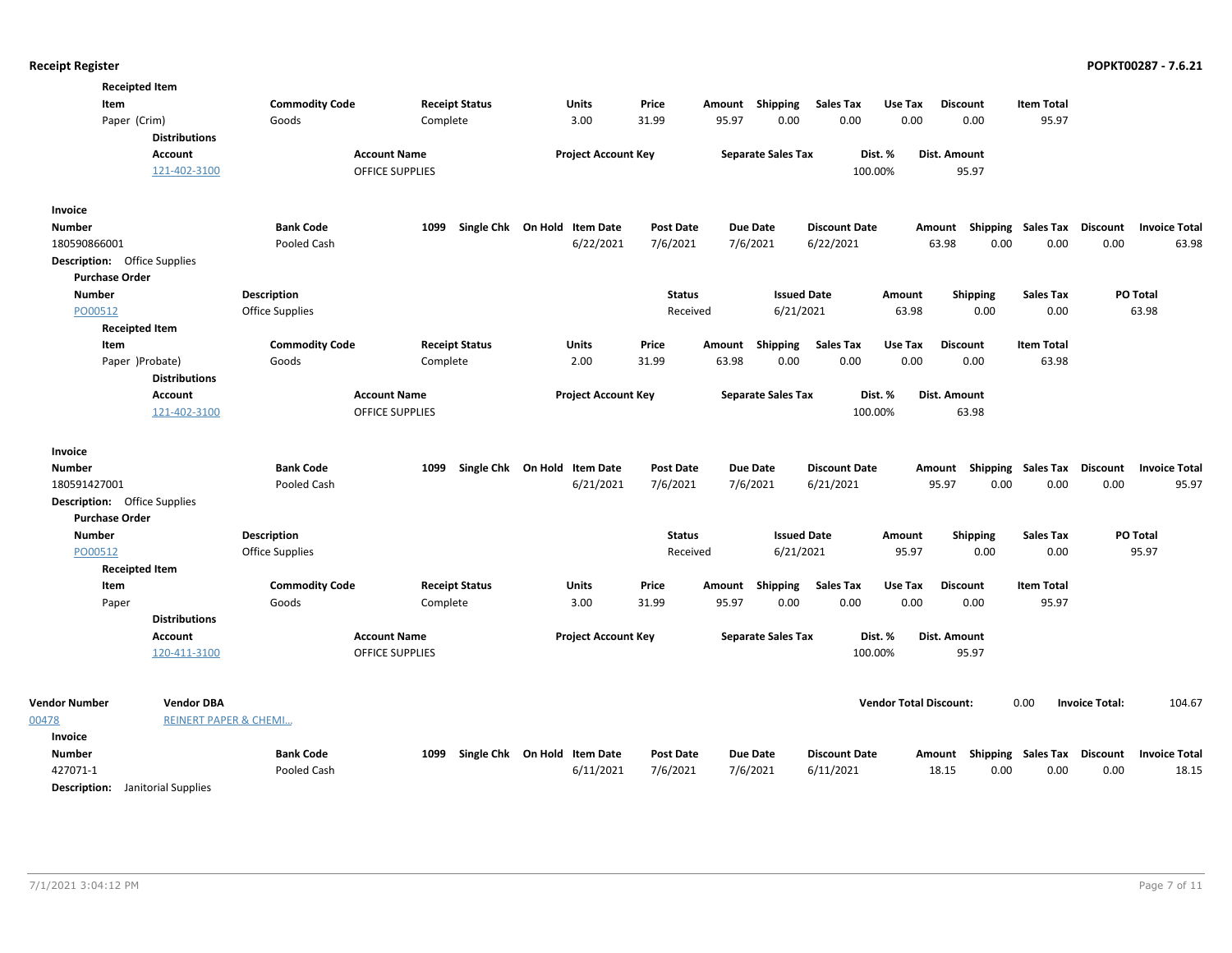**Receipted Item**

| Item | Commodity Code | Receipt Status | Units | Price | Amount | Shipping | Sales Tax | Use Tax | Discount | Item Total |
|---|---|---|---|---|---|---|---|---|---|---|
| Paper (Crim) | Goods | Complete | 3.00 | 31.99 | 95.97 | 0.00 | 0.00 | 0.00 | 0.00 | 95.97 |

**Distributions**

| Account | Account Name | Project Account Key | Separate Sales Tax | Dist. % | Dist. Amount |
|---|---|---|---|---|---|
| 121-402-3100 | OFFICE SUPPLIES | | | 100.00% | 95.97 |

**Invoice**

| Number | Bank Code | 1099 | Single Chk | On Hold | Item Date | Post Date | Due Date | Discount Date | Amount | Shipping | Sales Tax | Discount | Invoice Total |
|---|---|---|---|---|---|---|---|---|---|---|---|---|---|
| 180590866001 | Pooled Cash | | | | 6/22/2021 | 7/6/2021 | 7/6/2021 | 6/22/2021 | 63.98 | 0.00 | 0.00 | 0.00 | 63.98 |

**Description:** Office Supplies

**Purchase Order**

| Number | Description | Status | Issued Date | Amount | Shipping | Sales Tax | PO Total |
|---|---|---|---|---|---|---|---|
| PO00512 | Office Supplies | Received | 6/21/2021 | 63.98 | 0.00 | 0.00 | 63.98 |

**Receipted Item**

| Item | Commodity Code | Receipt Status | Units | Price | Amount | Shipping | Sales Tax | Use Tax | Discount | Item Total |
|---|---|---|---|---|---|---|---|---|---|---|
| Paper )Probate) | Goods | Complete | 2.00 | 31.99 | 63.98 | 0.00 | 0.00 | 0.00 | 0.00 | 63.98 |

**Distributions**

| Account | Account Name | Project Account Key | Separate Sales Tax | Dist. % | Dist. Amount |
|---|---|---|---|---|---|
| 121-402-3100 | OFFICE SUPPLIES | | | 100.00% | 63.98 |

**Invoice**

| Number | Bank Code | 1099 | Single Chk | On Hold | Item Date | Post Date | Due Date | Discount Date | Amount | Shipping | Sales Tax | Discount | Invoice Total |
|---|---|---|---|---|---|---|---|---|---|---|---|---|---|
| 180591427001 | Pooled Cash | | | | 6/21/2021 | 7/6/2021 | 7/6/2021 | 6/21/2021 | 95.97 | 0.00 | 0.00 | 0.00 | 95.97 |

**Description:** Office Supplies

**Purchase Order**

| Number | Description | Status | Issued Date | Amount | Shipping | Sales Tax | PO Total |
|---|---|---|---|---|---|---|---|
| PO00512 | Office Supplies | Received | 6/21/2021 | 95.97 | 0.00 | 0.00 | 95.97 |

**Receipted Item**

| Item | Commodity Code | Receipt Status | Units | Price | Amount | Shipping | Sales Tax | Use Tax | Discount | Item Total |
|---|---|---|---|---|---|---|---|---|---|---|
| Paper | Goods | Complete | 3.00 | 31.99 | 95.97 | 0.00 | 0.00 | 0.00 | 0.00 | 95.97 |

**Distributions**

| Account | Account Name | Project Account Key | Separate Sales Tax | Dist. % | Dist. Amount |
|---|---|---|---|---|---|
| 120-411-3100 | OFFICE SUPPLIES | | | 100.00% | 95.97 |

| Vendor Number | Vendor DBA | Vendor Total Discount: | 0.00 | Invoice Total: | 104.67 |
|---|---|---|---|---|---|
| 00478 | REINERT PAPER & CHEMI... | | | | |

**Invoice**

| Number | Bank Code | 1099 | Single Chk | On Hold | Item Date | Post Date | Due Date | Discount Date | Amount | Shipping | Sales Tax | Discount | Invoice Total |
|---|---|---|---|---|---|---|---|---|---|---|---|---|---|
| 427071-1 | Pooled Cash | | | | 6/11/2021 | 7/6/2021 | 7/6/2021 | 6/11/2021 | 18.15 | 0.00 | 0.00 | 0.00 | 18.15 |

**Description:** Janitorial Supplies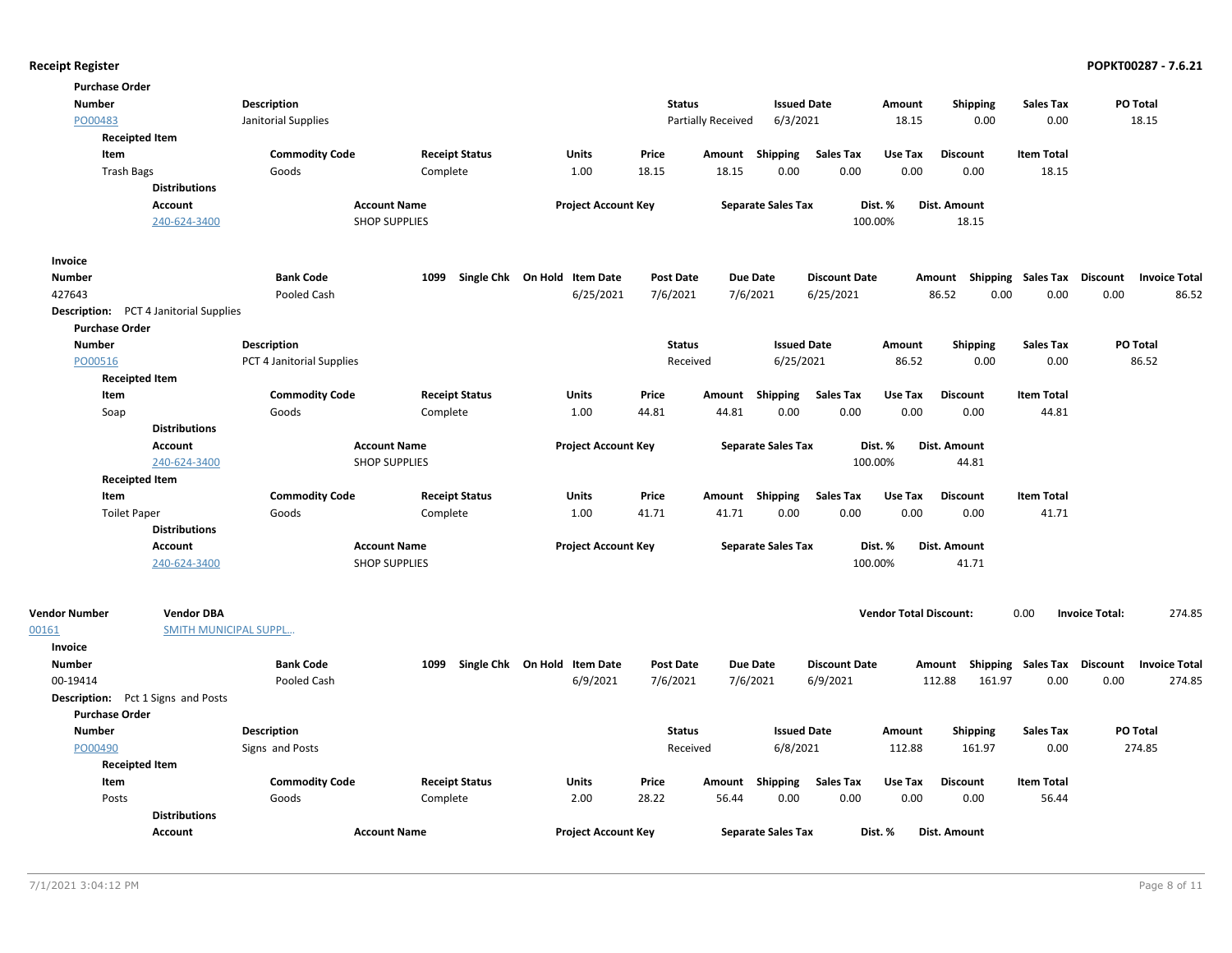**Receipt Register**

**Purchase Order**

| Number | Description | Status | Issued Date | Amount | Shipping | Sales Tax | PO Total |
|---|---|---|---|---|---|---|---|
| PO00483 | Janitorial Supplies | Partially Received | 6/3/2021 | 18.15 | 0.00 | 0.00 | 18.15 |

**Receipted Item**

| Item | Commodity Code | Receipt Status | Units | Price | Amount | Shipping | Sales Tax | Use Tax | Discount | Item Total |
|---|---|---|---|---|---|---|---|---|---|---|
| Trash Bags | Goods | Complete | 1.00 | 18.15 | 18.15 | 0.00 | 0.00 | 0.00 | 0.00 | 18.15 |

**Distributions**

| Account | Account Name | Project Account Key | Separate Sales Tax | Dist. % | Dist. Amount |
|---|---|---|---|---|---|
| 240-624-3400 | SHOP SUPPLIES | | | 100.00% | 18.15 |

**Invoice**

| Number | Bank Code | 1099 | Single Chk | On Hold | Item Date | Post Date | Due Date | Discount Date | Amount | Shipping | Sales Tax | Discount | Invoice Total |
|---|---|---|---|---|---|---|---|---|---|---|---|---|---|
| 427643 | Pooled Cash | | | | 6/25/2021 | 7/6/2021 | 7/6/2021 | 6/25/2021 | 86.52 | 0.00 | 0.00 | 0.00 | 86.52 |

**Description:** PCT 4 Janitorial Supplies

**Purchase Order**

| Number | Description | Status | Issued Date | Amount | Shipping | Sales Tax | PO Total |
|---|---|---|---|---|---|---|---|
| PO00516 | PCT 4 Janitorial Supplies | Received | 6/25/2021 | 86.52 | 0.00 | 0.00 | 86.52 |

**Receipted Item**

| Item | Commodity Code | Receipt Status | Units | Price | Amount | Shipping | Sales Tax | Use Tax | Discount | Item Total |
|---|---|---|---|---|---|---|---|---|---|---|
| Soap | Goods | Complete | 1.00 | 44.81 | 44.81 | 0.00 | 0.00 | 0.00 | 0.00 | 44.81 |

**Distributions**

| Account | Account Name | Project Account Key | Separate Sales Tax | Dist. % | Dist. Amount |
|---|---|---|---|---|---|
| 240-624-3400 | SHOP SUPPLIES | | | 100.00% | 44.81 |

**Receipted Item**

| Item | Commodity Code | Receipt Status | Units | Price | Amount | Shipping | Sales Tax | Use Tax | Discount | Item Total |
|---|---|---|---|---|---|---|---|---|---|---|
| Toilet Paper | Goods | Complete | 1.00 | 41.71 | 41.71 | 0.00 | 0.00 | 0.00 | 0.00 | 41.71 |

**Distributions**

| Account | Account Name | Project Account Key | Separate Sales Tax | Dist. % | Dist. Amount |
|---|---|---|---|---|---|
| 240-624-3400 | SHOP SUPPLIES | | | 100.00% | 41.71 |

| Vendor Number | Vendor DBA | Vendor Total Discount: | Invoice Total: |
|---|---|---|---|
| 00161 | SMITH MUNICIPAL SUPPL... | 0.00 | 274.85 |

**Invoice**

| Number | Bank Code | 1099 | Single Chk | On Hold | Item Date | Post Date | Due Date | Discount Date | Amount | Shipping | Sales Tax | Discount | Invoice Total |
|---|---|---|---|---|---|---|---|---|---|---|---|---|---|
| 00-19414 | Pooled Cash | | | | 6/9/2021 | 7/6/2021 | 7/6/2021 | 6/9/2021 | 112.88 | 161.97 | 0.00 | 0.00 | 274.85 |

**Description:** Pct 1 Signs and Posts

**Purchase Order**

| Number | Description | Status | Issued Date | Amount | Shipping | Sales Tax | PO Total |
|---|---|---|---|---|---|---|---|
| PO00490 | Signs and Posts | Received | 6/8/2021 | 112.88 | 161.97 | 0.00 | 274.85 |

**Receipted Item**

| Item | Commodity Code | Receipt Status | Units | Price | Amount | Shipping | Sales Tax | Use Tax | Discount | Item Total |
|---|---|---|---|---|---|---|---|---|---|---|
| Posts | Goods | Complete | 2.00 | 28.22 | 56.44 | 0.00 | 0.00 | 0.00 | 0.00 | 56.44 |

**Distributions**

| Account | Account Name | Project Account Key | Separate Sales Tax | Dist. % | Dist. Amount |
|---|---|---|---|---|---|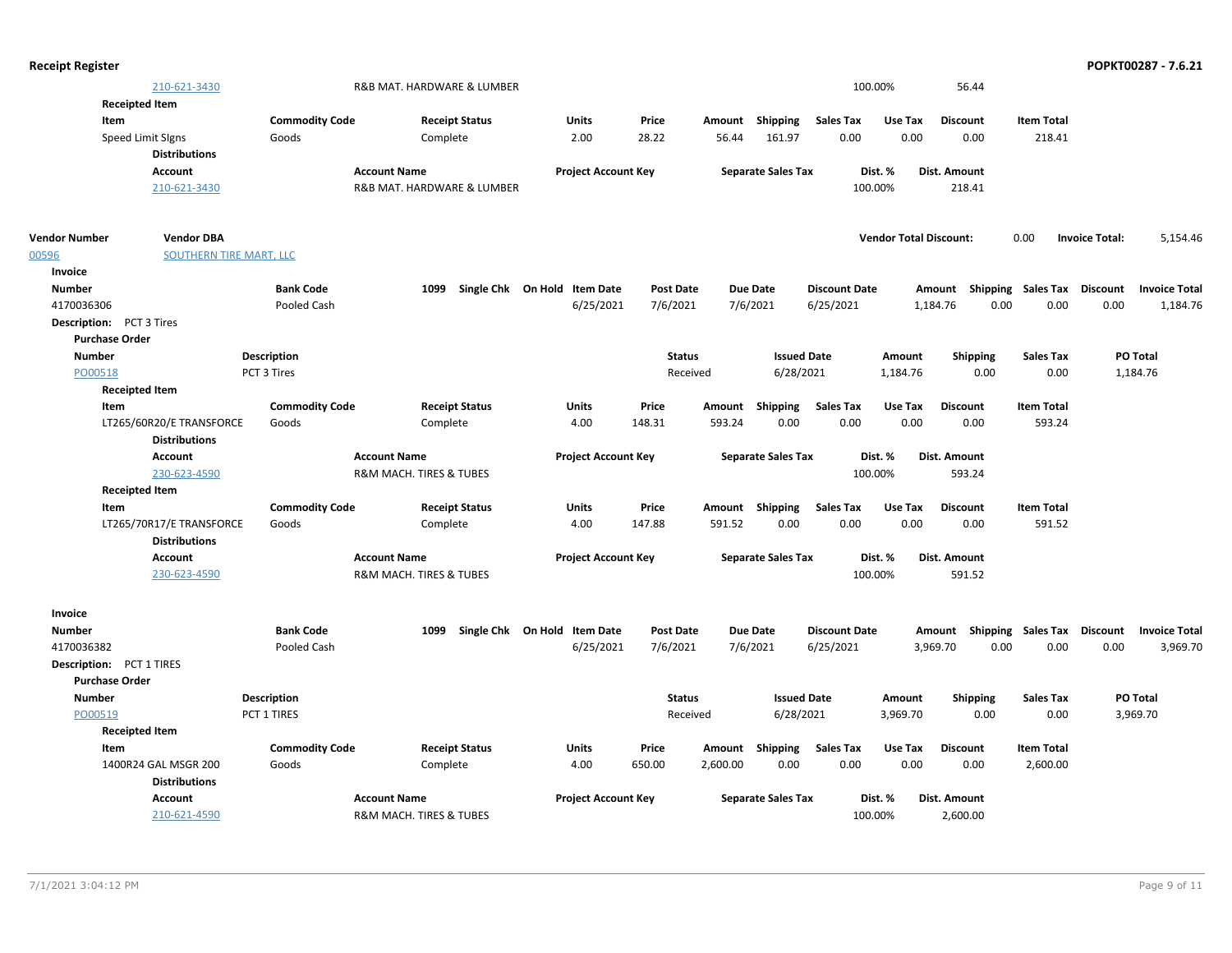| Account | Account Name | Dist. % | Dist. Amount |
|---|---|---|---|
| 210-621-3430 | R&B MAT. HARDWARE & LUMBER | 100.00% | 56.44 |

**Receipted Item**

| Item | Commodity Code | Receipt Status | Units | Price | Amount | Shipping | Sales Tax | Use Tax | Discount | Item Total |
|---|---|---|---|---|---|---|---|---|---|---|
| Speed Limit SIgns | Goods | Complete | 2.00 | 28.22 | 56.44 | 161.97 | 0.00 | 0.00 | 0.00 | 218.41 |

**Distributions**

| Account | Account Name | Project Account Key | Separate Sales Tax | Dist. % | Dist. Amount |
|---|---|---|---|---|---|
| 210-621-3430 | R&B MAT. HARDWARE & LUMBER | | | 100.00% | 218.41 |

| Vendor Number | Vendor DBA | Vendor Total Discount: | Invoice Total: |
|---|---|---|---|
| | | 0.00 | 5,154.46 |
| 00596 | SOUTHERN TIRE MART, LLC | | |

**Invoice**

| Number | Bank Code | 1099 | Single Chk | On Hold | Item Date | Post Date | Due Date | Discount Date | Amount | Shipping | Sales Tax | Discount | Invoice Total |
|---|---|---|---|---|---|---|---|---|---|---|---|---|---|
| 4170036306 | Pooled Cash | | | | 6/25/2021 | 7/6/2021 | 7/6/2021 | 6/25/2021 | 1,184.76 | 0.00 | 0.00 | 0.00 | 1,184.76 |

**Description:** PCT 3 Tires

**Purchase Order**

| Number | Description | Status | Issued Date | Amount | Shipping | Sales Tax | PO Total |
|---|---|---|---|---|---|---|---|
| PO00518 | PCT 3 Tires | Received | 6/28/2021 | 1,184.76 | 0.00 | 0.00 | 1,184.76 |

**Receipted Item**

| Item | Commodity Code | Receipt Status | Units | Price | Amount | Shipping | Sales Tax | Use Tax | Discount | Item Total |
|---|---|---|---|---|---|---|---|---|---|---|
| LT265/60R20/E TRANSFORCE | Goods | Complete | 4.00 | 148.31 | 593.24 | 0.00 | 0.00 | 0.00 | 0.00 | 593.24 |

**Distributions**

| Account | Account Name | Project Account Key | Separate Sales Tax | Dist. % | Dist. Amount |
|---|---|---|---|---|---|
| 230-623-4590 | R&M MACH. TIRES & TUBES | | | 100.00% | 593.24 |

**Receipted Item**

| Item | Commodity Code | Receipt Status | Units | Price | Amount | Shipping | Sales Tax | Use Tax | Discount | Item Total |
|---|---|---|---|---|---|---|---|---|---|---|
| LT265/70R17/E TRANSFORCE | Goods | Complete | 4.00 | 147.88 | 591.52 | 0.00 | 0.00 | 0.00 | 0.00 | 591.52 |

**Distributions**

| Account | Account Name | Project Account Key | Separate Sales Tax | Dist. % | Dist. Amount |
|---|---|---|---|---|---|
| 230-623-4590 | R&M MACH. TIRES & TUBES | | | 100.00% | 591.52 |

**Invoice**

| Number | Bank Code | 1099 | Single Chk | On Hold | Item Date | Post Date | Due Date | Discount Date | Amount | Shipping | Sales Tax | Discount | Invoice Total |
|---|---|---|---|---|---|---|---|---|---|---|---|---|---|
| 4170036382 | Pooled Cash | | | | 6/25/2021 | 7/6/2021 | 7/6/2021 | 6/25/2021 | 3,969.70 | 0.00 | 0.00 | 0.00 | 3,969.70 |

**Description:** PCT 1 TIRES

**Purchase Order**

| Number | Description | Status | Issued Date | Amount | Shipping | Sales Tax | PO Total |
|---|---|---|---|---|---|---|---|
| PO00519 | PCT 1 TIRES | Received | 6/28/2021 | 3,969.70 | 0.00 | 0.00 | 3,969.70 |

**Receipted Item**

| Item | Commodity Code | Receipt Status | Units | Price | Amount | Shipping | Sales Tax | Use Tax | Discount | Item Total |
|---|---|---|---|---|---|---|---|---|---|---|
| 1400R24 GAL MSGR 200 | Goods | Complete | 4.00 | 650.00 | 2,600.00 | 0.00 | 0.00 | 0.00 | 0.00 | 2,600.00 |

**Distributions**

| Account | Account Name | Project Account Key | Separate Sales Tax | Dist. % | Dist. Amount |
|---|---|---|---|---|---|
| 210-621-4590 | R&M MACH. TIRES & TUBES | | | 100.00% | 2,600.00 |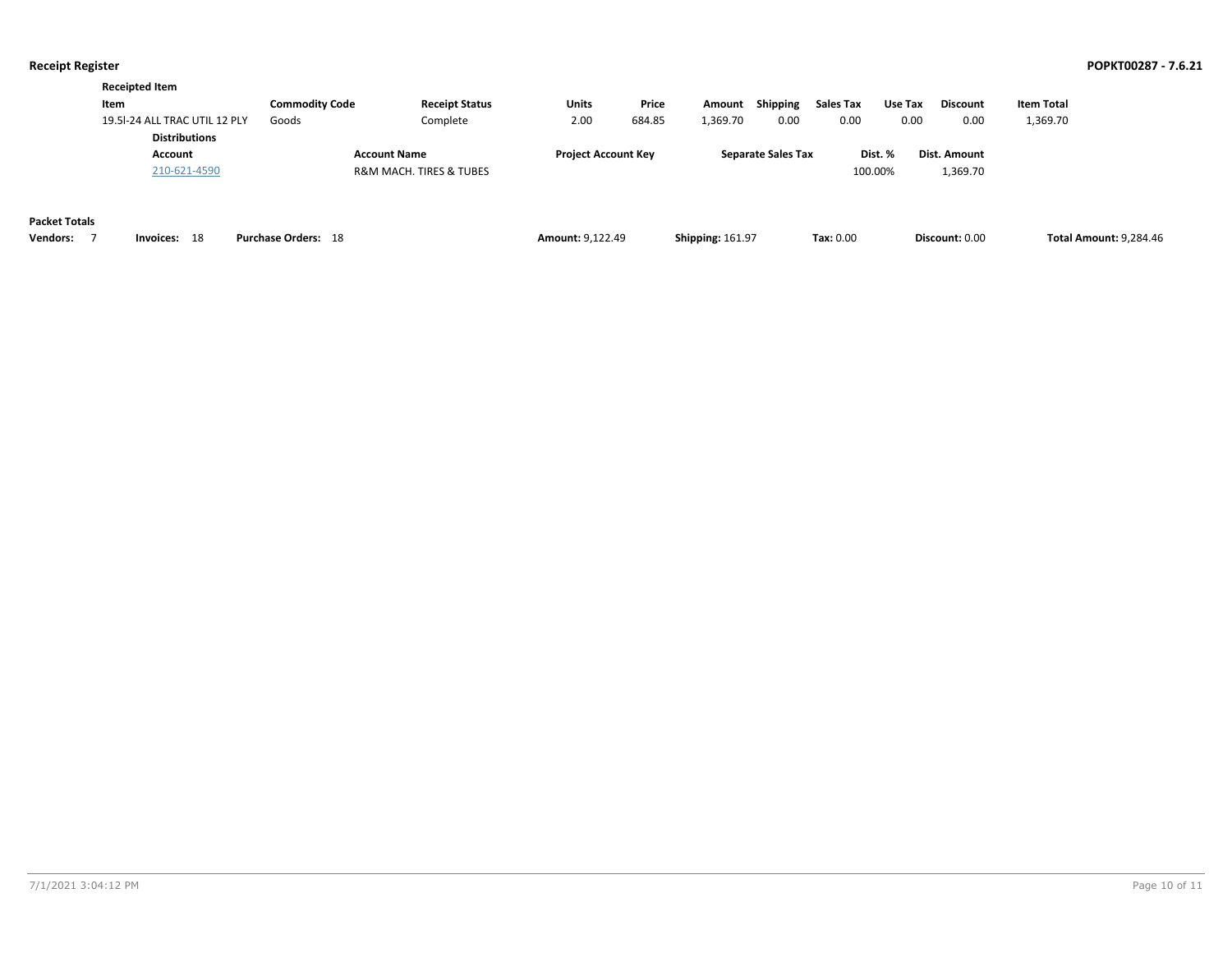**Receipt Register** **POPKT00287 - 7.6.21**

**Receipted Item**

| Item | Commodity Code | Receipt Status | Units | Price | Amount | Shipping | Sales Tax | Use Tax | Discount | Item Total |
|---|---|---|---|---|---|---|---|---|---|---|
| 19.5l-24 ALL TRAC UTIL 12 PLY | Goods | Complete | 2.00 | 684.85 | 1,369.70 | 0.00 | 0.00 | 0.00 | 0.00 | 1,369.70 |

**Distributions**

| Account | Account Name | Project Account Key | Separate Sales Tax | Dist. % | Dist. Amount |
|---|---|---|---|---|---|
| 210-621-4590 | R&M MACH. TIRES & TUBES | | | 100.00% | 1,369.70 |

**Packet Totals**

| Vendors: | Invoices: | Purchase Orders: | Amount: | Shipping: | Tax: | Discount: | Total Amount: |
|---|---|---|---|---|---|---|---|
| 7 | 18 | 18 | 9,122.49 | 161.97 | 0.00 | 0.00 | 9,284.46 |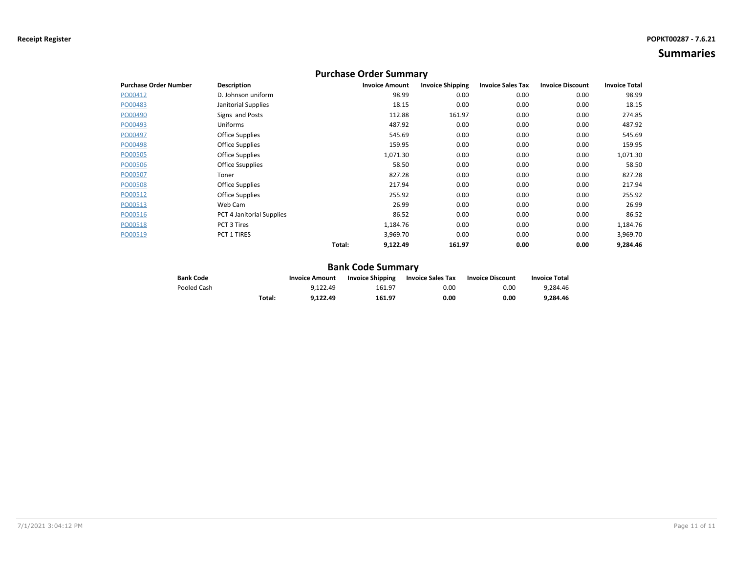# Summaries

## Purchase Order Summary

| Purchase Order Number | Description | | Invoice Amount | Invoice Shipping | Invoice Sales Tax | Invoice Discount | Invoice Total |
|---|---|---|---|---|---|---|---|
| PO00412 | D. Johnson uniform | | 98.99 | 0.00 | 0.00 | 0.00 | 98.99 |
| PO00483 | Janitorial Supplies | | 18.15 | 0.00 | 0.00 | 0.00 | 18.15 |
| PO00490 | Signs  and Posts | | 112.88 | 161.97 | 0.00 | 0.00 | 274.85 |
| PO00493 | Uniforms | | 487.92 | 0.00 | 0.00 | 0.00 | 487.92 |
| PO00497 | Office Supplies | | 545.69 | 0.00 | 0.00 | 0.00 | 545.69 |
| PO00498 | Office Supplies | | 159.95 | 0.00 | 0.00 | 0.00 | 159.95 |
| PO00505 | Office Supplies | | 1,071.30 | 0.00 | 0.00 | 0.00 | 1,071.30 |
| PO00506 | Office Ssupplies | | 58.50 | 0.00 | 0.00 | 0.00 | 58.50 |
| PO00507 | Toner | | 827.28 | 0.00 | 0.00 | 0.00 | 827.28 |
| PO00508 | Office Supplies | | 217.94 | 0.00 | 0.00 | 0.00 | 217.94 |
| PO00512 | Office Supplies | | 255.92 | 0.00 | 0.00 | 0.00 | 255.92 |
| PO00513 | Web Cam | | 26.99 | 0.00 | 0.00 | 0.00 | 26.99 |
| PO00516 | PCT 4 Janitorial Supplies | | 86.52 | 0.00 | 0.00 | 0.00 | 86.52 |
| PO00518 | PCT 3 Tires | | 1,184.76 | 0.00 | 0.00 | 0.00 | 1,184.76 |
| PO00519 | PCT 1 TIRES | | 3,969.70 | 0.00 | 0.00 | 0.00 | 3,969.70 |
| | | **Total:** | **9,122.49** | **161.97** | **0.00** | **0.00** | **9,284.46** |

## Bank Code Summary

| Bank Code | | Invoice Amount | Invoice Shipping | Invoice Sales Tax | Invoice Discount | Invoice Total |
|---|---|---|---|---|---|---|
| Pooled Cash | | 9,122.49 | 161.97 | 0.00 | 0.00 | 9,284.46 |
| | **Total:** | **9,122.49** | **161.97** | **0.00** | **0.00** | **9,284.46** |